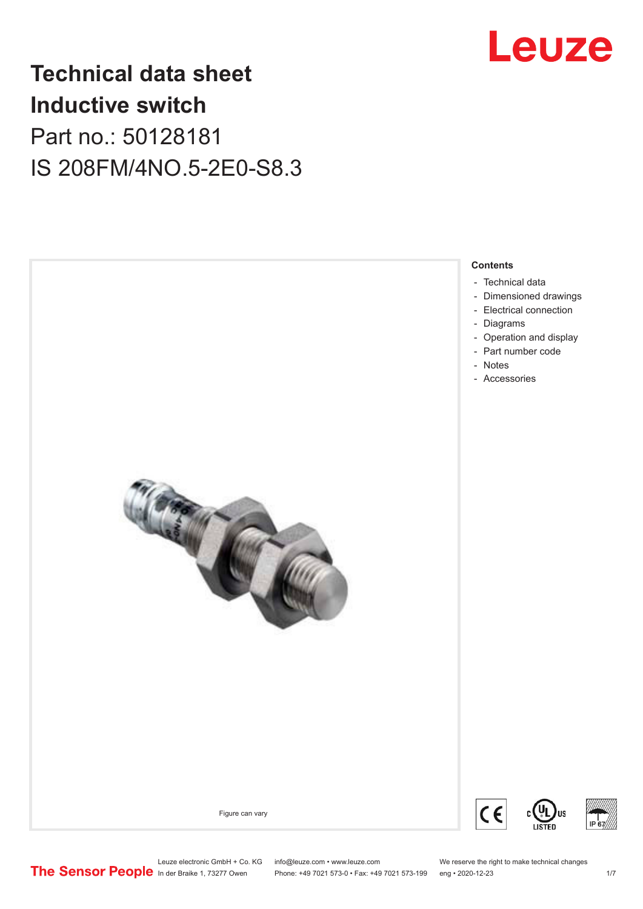# Technical data sheet
# Inductive switch

Part no.: 50128181

IS 208FM/4NO.5-2E0-S8.3

Figure can vary

**Contents**

- Technical data
- Dimensioned drawings
- Electrical connection
- Diagrams
- Operation and display
- Part number code
- Notes
- Accessories

Leuze electronic GmbH + Co. KG
In der Braike 1, 73277 Owen

info@leuze.com • www.leuze.com
Phone: +49 7021 573-0 • Fax: +49 7021 573-199

We reserve the right to make technical changes
eng • 2020-12-23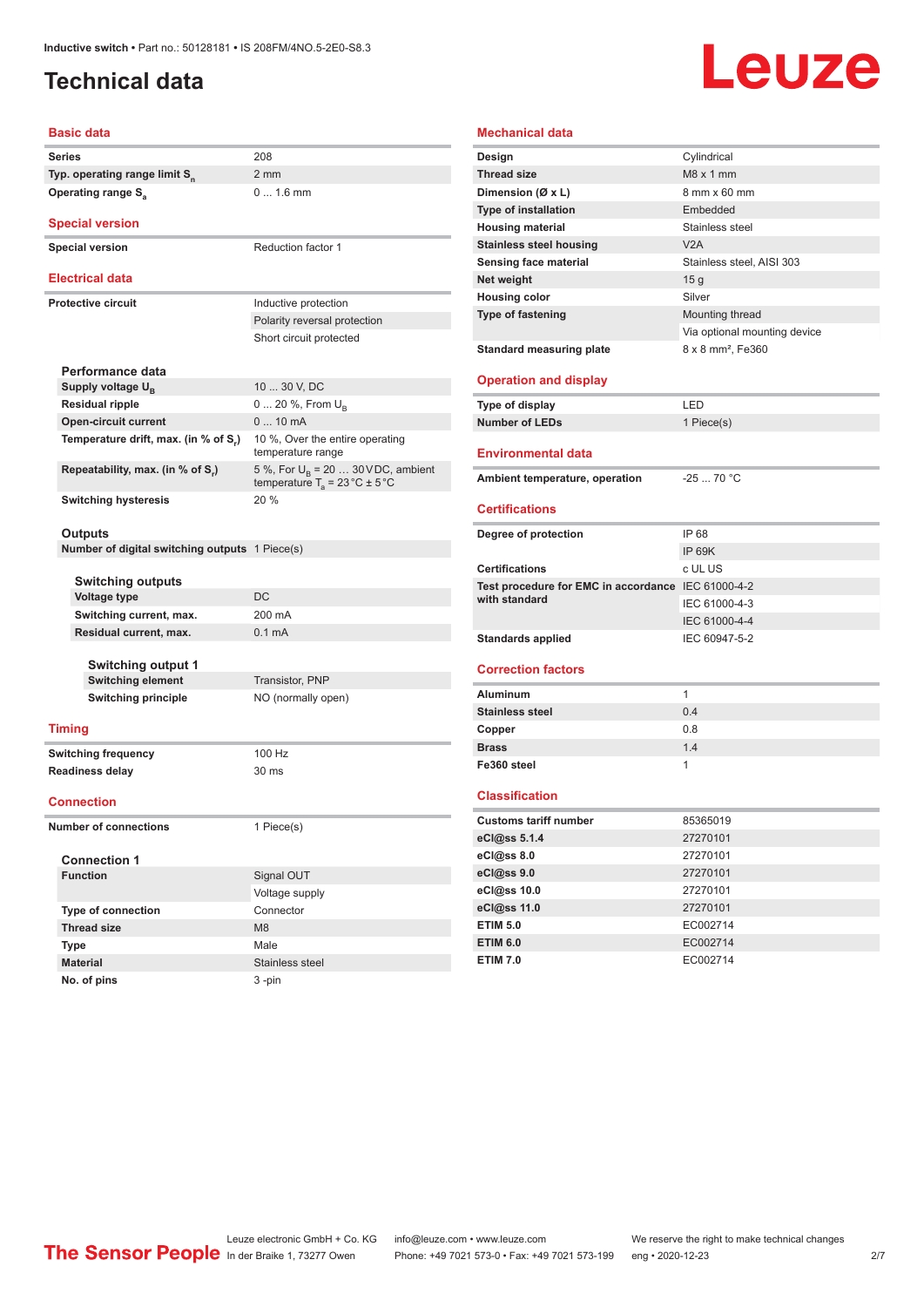# Technical data

## Basic data

| | |
|---|---|
| Series | 208 |
| Typ. operating range limit $S_n$ | 2 mm |
| Operating range $S_a$ | 0 ... 1.6 mm |

## Special version

| | |
|---|---|
| Special version | Reduction factor 1 |

## Electrical data

| | |
|---|---|
| Protective circuit | Inductive protection |
| | Polarity reversal protection |
| | Short circuit protected |

### Performance data

| | |
|---|---|
| Supply voltage $U_B$ | 10 ... 30 V, DC |
| Residual ripple | 0 ... 20 %, From $U_B$ |
| Open-circuit current | 0 ... 10 mA |
| Temperature drift, max. (in % of $S_r$) | 10 %, Over the entire operating temperature range |
| Repeatability, max. (in % of $S_r$) | 5 %, For $U_B$ = 20 … 30 V DC, ambient temperature $T_a$ = 23 °C ± 5 °C |
| Switching hysteresis | 20 % |

### Outputs

| | |
|---|---|
| Number of digital switching outputs | 1 Piece(s) |

#### Switching outputs

| | |
|---|---|
| Voltage type | DC |
| Switching current, max. | 200 mA |
| Residual current, max. | 0.1 mA |

##### Switching output 1

| | |
|---|---|
| Switching element | Transistor, PNP |
| Switching principle | NO (normally open) |

## Timing

| | |
|---|---|
| Switching frequency | 100 Hz |
| Readiness delay | 30 ms |

## Connection

| | |
|---|---|
| Number of connections | 1 Piece(s) |

### Connection 1

| | |
|---|---|
| Function | Signal OUT |
| | Voltage supply |
| Type of connection | Connector |
| Thread size | M8 |
| Type | Male |
| Material | Stainless steel |
| No. of pins | 3 -pin |

## Mechanical data

| | |
|---|---|
| Design | Cylindrical |
| Thread size | M8 x 1 mm |
| Dimension (Ø x L) | 8 mm x 60 mm |
| Type of installation | Embedded |
| Housing material | Stainless steel |
| Stainless steel housing | V2A |
| Sensing face material | Stainless steel, AISI 303 |
| Net weight | 15 g |
| Housing color | Silver |
| Type of fastening | Mounting thread |
| | Via optional mounting device |
| Standard measuring plate | 8 x 8 mm², Fe360 |

## Operation and display

| | |
|---|---|
| Type of display | LED |
| Number of LEDs | 1 Piece(s) |

## Environmental data

| | |
|---|---|
| Ambient temperature, operation | -25 ... 70 °C |

## Certifications

| | |
|---|---|
| Degree of protection | IP 68 |
| | IP 69K |
| Certifications | c UL US |
| Test procedure for EMC in accordance with standard | IEC 61000-4-2 |
| | IEC 61000-4-3 |
| | IEC 61000-4-4 |
| Standards applied | IEC 60947-5-2 |

## Correction factors

| | |
|---|---|
| Aluminum | 1 |
| Stainless steel | 0.4 |
| Copper | 0.8 |
| Brass | 1.4 |
| Fe360 steel | 1 |

## Classification

| | |
|---|---|
| Customs tariff number | 85365019 |
| eCl@ss 5.1.4 | 27270101 |
| eCl@ss 8.0 | 27270101 |
| eCl@ss 9.0 | 27270101 |
| eCl@ss 10.0 | 27270101 |
| eCl@ss 11.0 | 27270101 |
| ETIM 5.0 | EC002714 |
| ETIM 6.0 | EC002714 |
| ETIM 7.0 | EC002714 |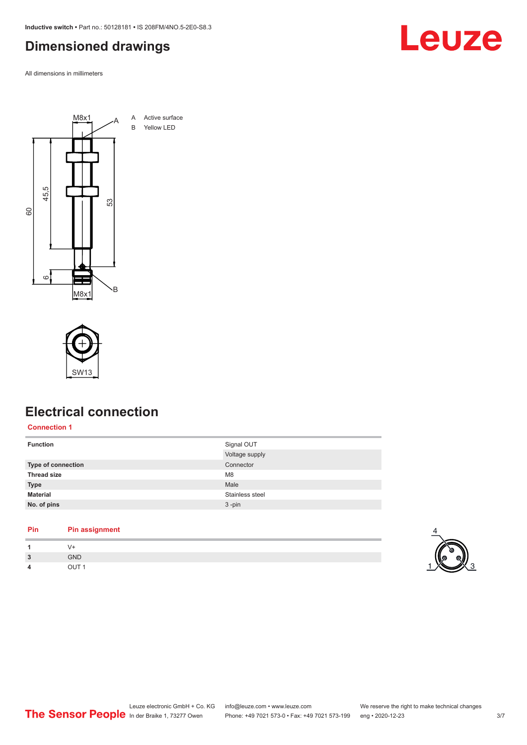# Dimensioned drawings

All dimensions in millimeters

A Active surface
B Yellow LED

# Electrical connection

## Connection 1

| Function | Signal OUT |
| --- | --- |
| | Voltage supply |
| Type of connection | Connector |
| Thread size | M8 |
| Type | Male |
| Material | Stainless steel |
| No. of pins | 3 -pin |

| Pin | Pin assignment |
| --- | --- |
| 1 | V+ |
| 3 | GND |
| 4 | OUT 1 |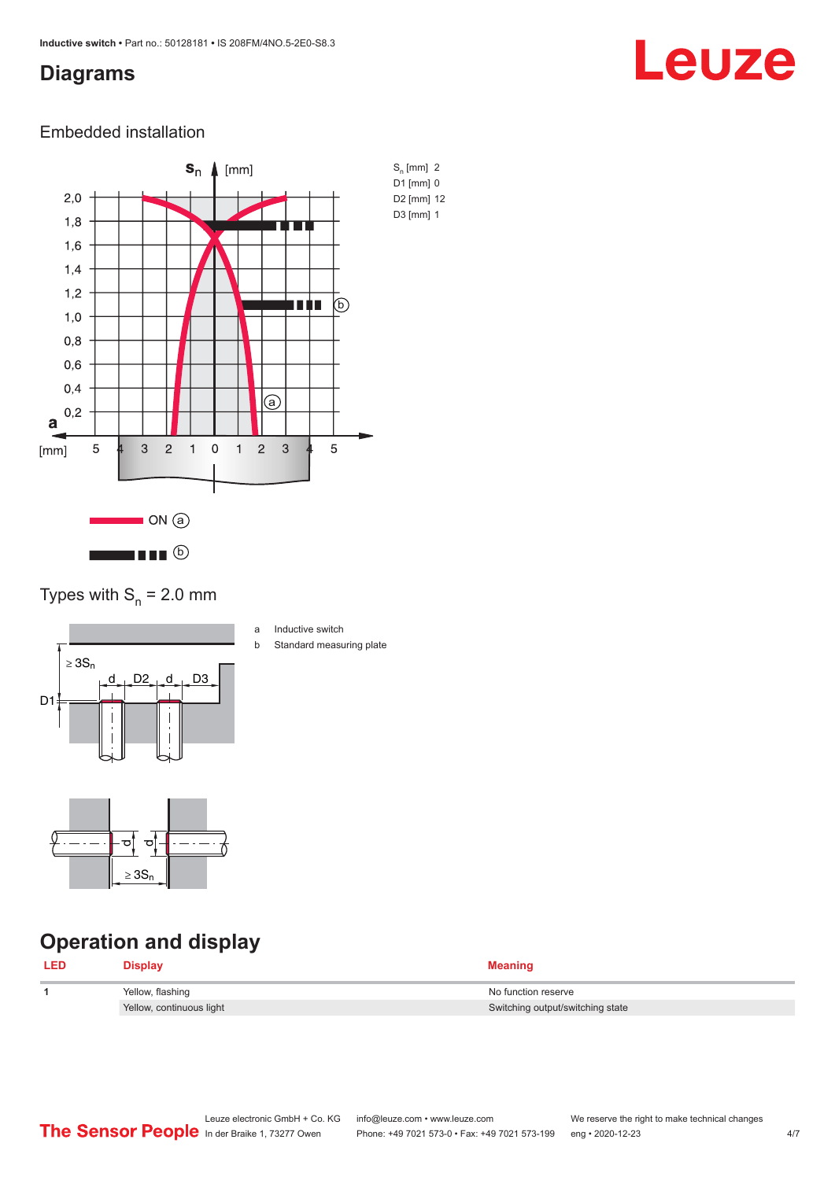## Diagrams

### Embedded installation

$S_n$ [mm] 2
D1 [mm] 0
D2 [mm] 12
D3 [mm] 1

ON (a)

(b)

Types with $S_n$ = 2.0 mm

a Inductive switch
b Standard measuring plate

## Operation and display

| LED | Display | Meaning |
|---|---|---|
| 1 | Yellow, flashing | No function reserve |
| | Yellow, continuous light | Switching output/switching state |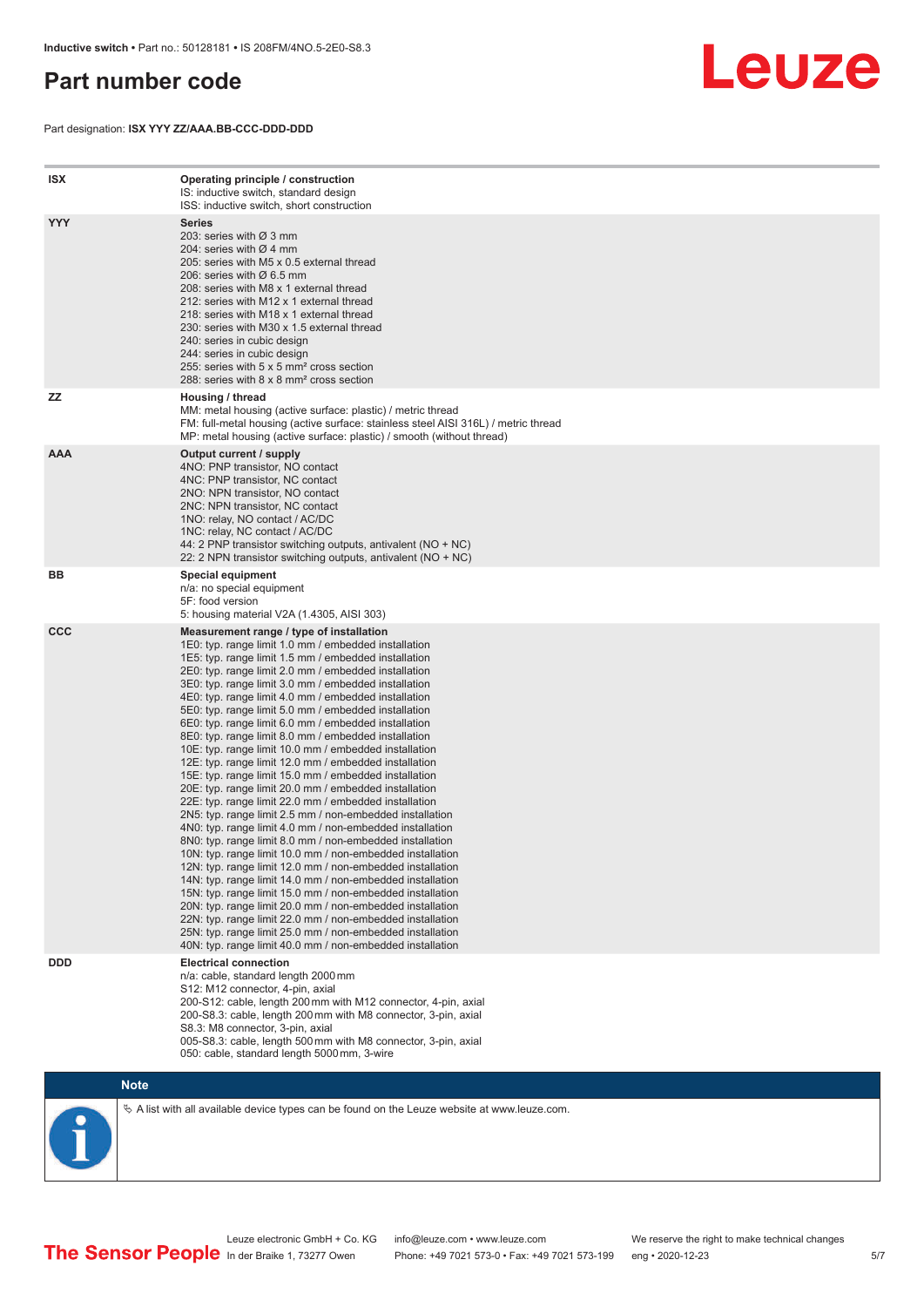# Part number code

Part designation: **ISX YYY ZZ/AAA.BB-CCC-DDD-DDD**

| | |
|---|---|
| **ISX** | **Operating principle / construction**<br>IS: inductive switch, standard design<br>ISS: inductive switch, short construction |
| **YYY** | **Series**<br>203: series with Ø 3 mm<br>204: series with Ø 4 mm<br>205: series with M5 x 0.5 external thread<br>206: series with Ø 6.5 mm<br>208: series with M8 x 1 external thread<br>212: series with M12 x 1 external thread<br>218: series with M18 x 1 external thread<br>230: series with M30 x 1.5 external thread<br>240: series in cubic design<br>244: series in cubic design<br>255: series with 5 x 5 mm² cross section<br>288: series with 8 x 8 mm² cross section |
| **ZZ** | **Housing / thread**<br>MM: metal housing (active surface: plastic) / metric thread<br>FM: full-metal housing (active surface: stainless steel AISI 316L) / metric thread<br>MP: metal housing (active surface: plastic) / smooth (without thread) |
| **AAA** | **Output current / supply**<br>4NO: PNP transistor, NO contact<br>4NC: PNP transistor, NC contact<br>2NO: NPN transistor, NO contact<br>2NC: NPN transistor, NC contact<br>1NO: relay, NO contact / AC/DC<br>1NC: relay, NC contact / AC/DC<br>44: 2 PNP transistor switching outputs, antivalent (NO + NC)<br>22: 2 NPN transistor switching outputs, antivalent (NO + NC) |
| **BB** | **Special equipment**<br>n/a: no special equipment<br>5F: food version<br>5: housing material V2A (1.4305, AISI 303) |
| **CCC** | **Measurement range / type of installation**<br>1E0: typ. range limit 1.0 mm / embedded installation<br>1E5: typ. range limit 1.5 mm / embedded installation<br>2E0: typ. range limit 2.0 mm / embedded installation<br>3E0: typ. range limit 3.0 mm / embedded installation<br>4E0: typ. range limit 4.0 mm / embedded installation<br>5E0: typ. range limit 5.0 mm / embedded installation<br>6E0: typ. range limit 6.0 mm / embedded installation<br>8E0: typ. range limit 8.0 mm / embedded installation<br>10E: typ. range limit 10.0 mm / embedded installation<br>12E: typ. range limit 12.0 mm / embedded installation<br>15E: typ. range limit 15.0 mm / embedded installation<br>20E: typ. range limit 20.0 mm / embedded installation<br>22E: typ. range limit 22.0 mm / embedded installation<br>2N5: typ. range limit 2.5 mm / non-embedded installation<br>4N0: typ. range limit 4.0 mm / non-embedded installation<br>8N0: typ. range limit 8.0 mm / non-embedded installation<br>10N: typ. range limit 10.0 mm / non-embedded installation<br>12N: typ. range limit 12.0 mm / non-embedded installation<br>14N: typ. range limit 14.0 mm / non-embedded installation<br>15N: typ. range limit 15.0 mm / non-embedded installation<br>20N: typ. range limit 20.0 mm / non-embedded installation<br>22N: typ. range limit 22.0 mm / non-embedded installation<br>25N: typ. range limit 25.0 mm / non-embedded installation<br>40N: typ. range limit 40.0 mm / non-embedded installation |
| **DDD** | **Electrical connection**<br>n/a: cable, standard length 2000 mm<br>S12: M12 connector, 4-pin, axial<br>200-S12: cable, length 200 mm with M12 connector, 4-pin, axial<br>200-S8.3: cable, length 200 mm with M8 connector, 3-pin, axial<br>S8.3: M8 connector, 3-pin, axial<br>005-S8.3: cable, length 500 mm with M8 connector, 3-pin, axial<br>050: cable, standard length 5000 mm, 3-wire |

**Note**

✎ A list with all available device types can be found on the Leuze website at www.leuze.com.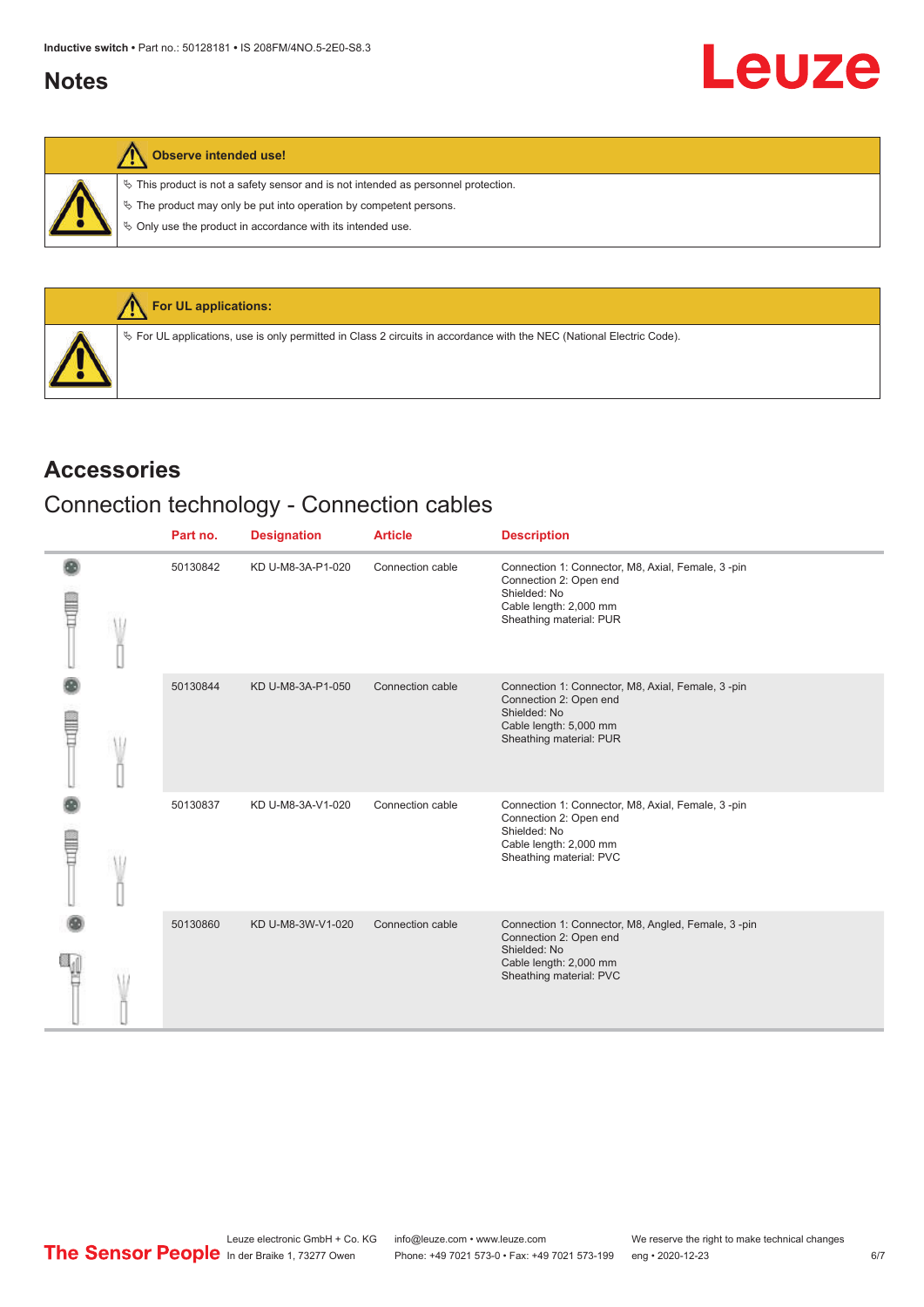## Notes

**Observe intended use!**

- This product is not a safety sensor and is not intended as personnel protection.
- The product may only be put into operation by competent persons.
- Only use the product in accordance with its intended use.

**For UL applications:**

- For UL applications, use is only permitted in Class 2 circuits in accordance with the NEC (National Electric Code).

## Accessories

### Connection technology - Connection cables

| Part no. | Designation | Article | Description |
|---|---|---|---|
| 50130842 | KD U-M8-3A-P1-020 | Connection cable | Connection 1: Connector, M8, Axial, Female, 3 -pin<br>Connection 2: Open end<br>Shielded: No<br>Cable length: 2,000 mm<br>Sheathing material: PUR |
| 50130844 | KD U-M8-3A-P1-050 | Connection cable | Connection 1: Connector, M8, Axial, Female, 3 -pin<br>Connection 2: Open end<br>Shielded: No<br>Cable length: 5,000 mm<br>Sheathing material: PUR |
| 50130837 | KD U-M8-3A-V1-020 | Connection cable | Connection 1: Connector, M8, Axial, Female, 3 -pin<br>Connection 2: Open end<br>Shielded: No<br>Cable length: 2,000 mm<br>Sheathing material: PVC |
| 50130860 | KD U-M8-3W-V1-020 | Connection cable | Connection 1: Connector, M8, Angled, Female, 3 -pin<br>Connection 2: Open end<br>Shielded: No<br>Cable length: 2,000 mm<br>Sheathing material: PVC |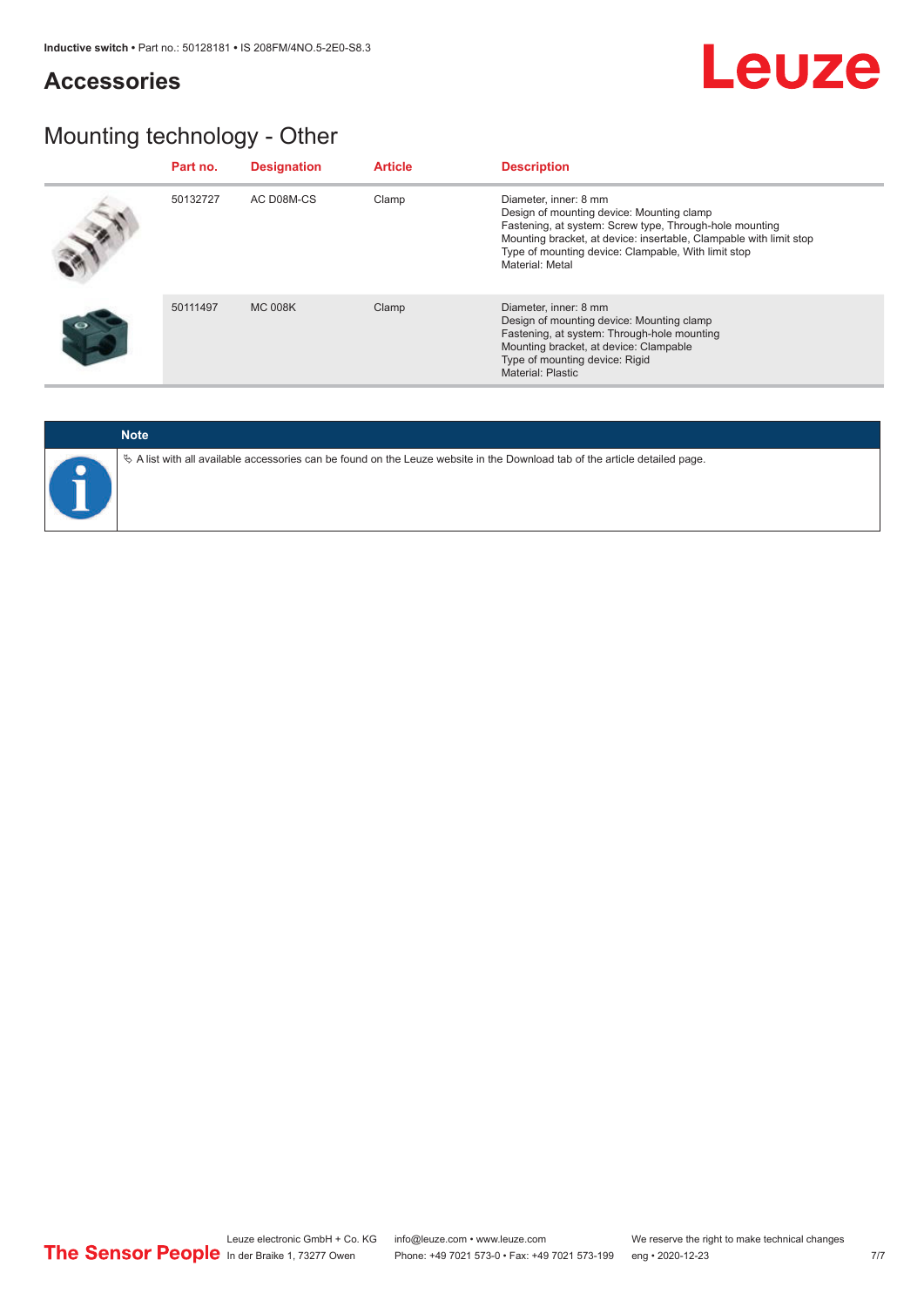## Accessories

# Mounting technology - Other

| | Part no. | Designation | Article | Description |
|---|---|---|---|---|
| | 50132727 | AC D08M-CS | Clamp | Diameter, inner: 8 mm<br>Design of mounting device: Mounting clamp<br>Fastening, at system: Screw type, Through-hole mounting<br>Mounting bracket, at device: insertable, Clampable with limit stop<br>Type of mounting device: Clampable, With limit stop<br>Material: Metal |
| | 50111497 | MC 008K | Clamp | Diameter, inner: 8 mm<br>Design of mounting device: Mounting clamp<br>Fastening, at system: Through-hole mounting<br>Mounting bracket, at device: Clampable<br>Type of mounting device: Rigid<br>Material: Plastic |

**Note**

↳ A list with all available accessories can be found on the Leuze website in the Download tab of the article detailed page.